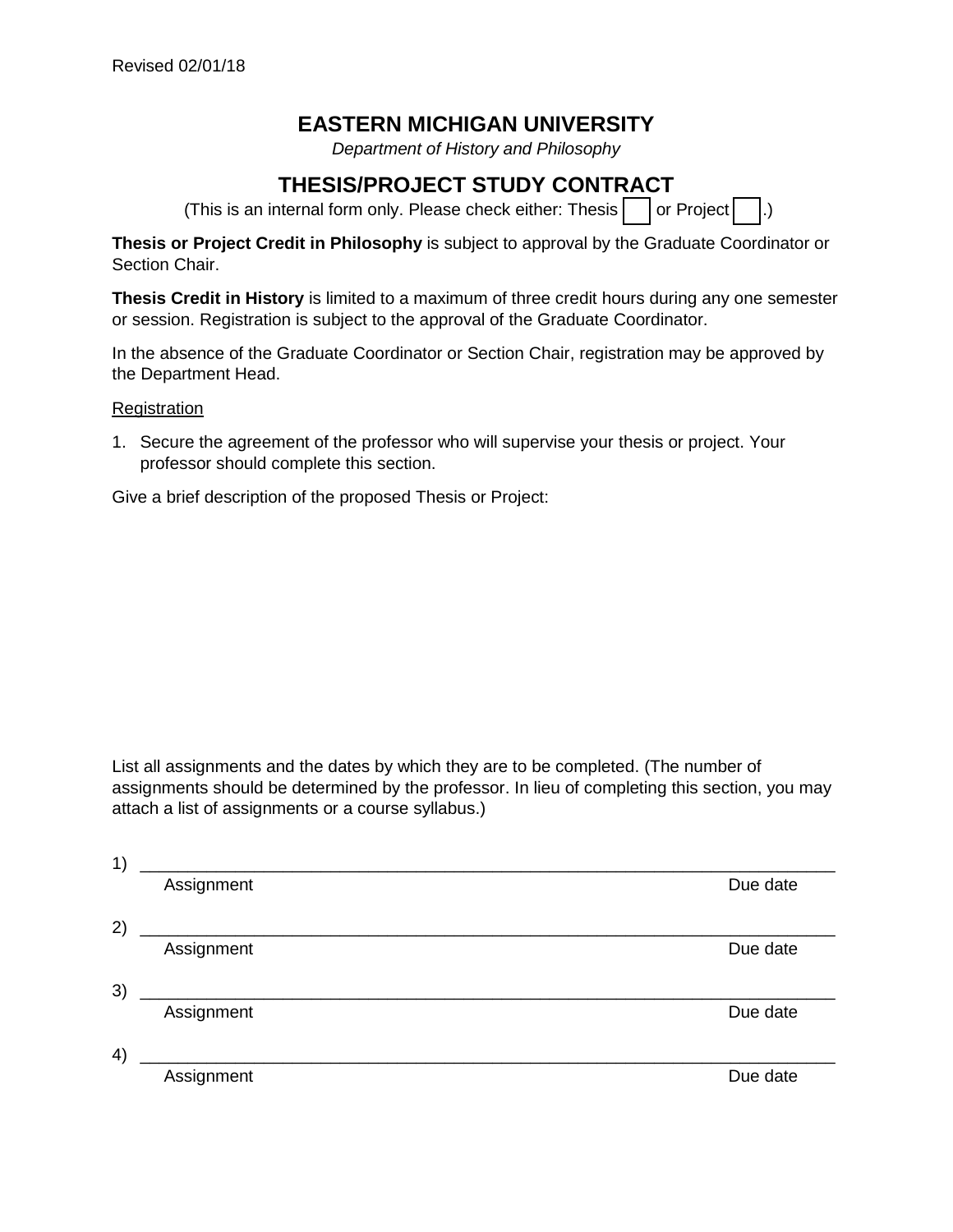Revised 02/01/18

# EASTERN MICHIGAN UNIVERSITY

*Department of History and Philosophy*

## THESIS/PROJECT STUDY CONTRACT

(This is an internal form only. Please check either: Thesis ☐ or Project ☐.)

**Thesis or Project Credit in Philosophy** is subject to approval by the Graduate Coordinator or Section Chair.

**Thesis Credit in History** is limited to a maximum of three credit hours during any one semester or session. Registration is subject to the approval of the Graduate Coordinator.

In the absence of the Graduate Coordinator or Section Chair, registration may be approved by the Department Head.

Registration

1. Secure the agreement of the professor who will supervise your thesis or project. Your professor should complete this section.

Give a brief description of the proposed Thesis or Project:

List all assignments and the dates by which they are to be completed. (The number of assignments should be determined by the professor. In lieu of completing this section, you may attach a list of assignments or a course syllabus.)

1) ______________________________________________________________________
Assignment                                                                                                    Due date

2) ______________________________________________________________________
Assignment                                                                                                    Due date

3) ______________________________________________________________________
Assignment                                                                                                    Due date

4) ______________________________________________________________________
Assignment                                                                                                    Due date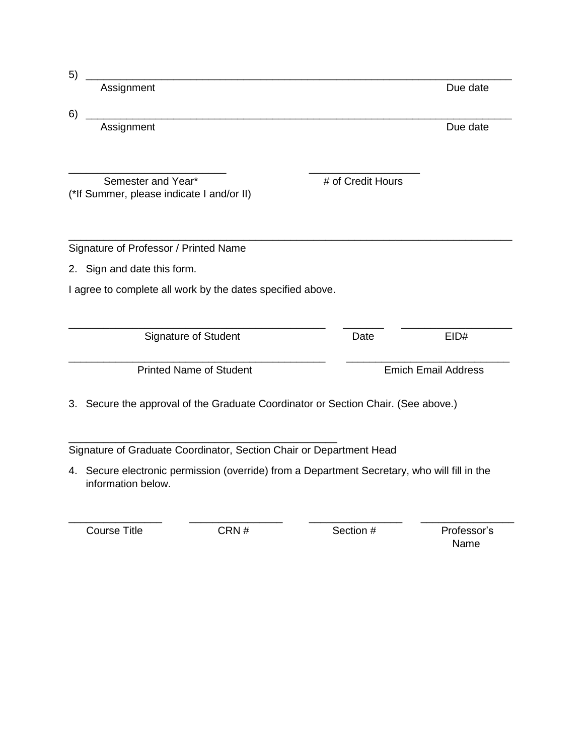5) ______________________________________________________________________

Assignment Due date

6) ______________________________________________________________________

Assignment Due date

__________________________ __________________

Semester and Year* # of Credit Hours

(*If Summer, please indicate I and/or II)

______________________________________________________________________

Signature of Professor / Printed Name

2. Sign and date this form.

I agree to complete all work by the dates specified above.

__________________________________________ _______ __________________

Signature of Student Date EID#

__________________________________________ ___________________________

Printed Name of Student Emich Email Address

3. Secure the approval of the Graduate Coordinator or Section Chair. (See above.)

____________________________________________

Signature of Graduate Coordinator, Section Chair or Department Head

4. Secure electronic permission (override) from a Department Secretary, who will fill in the information below.

_______________ _______________ _______________ _______________

Course Title CRN # Section # Professor's Name